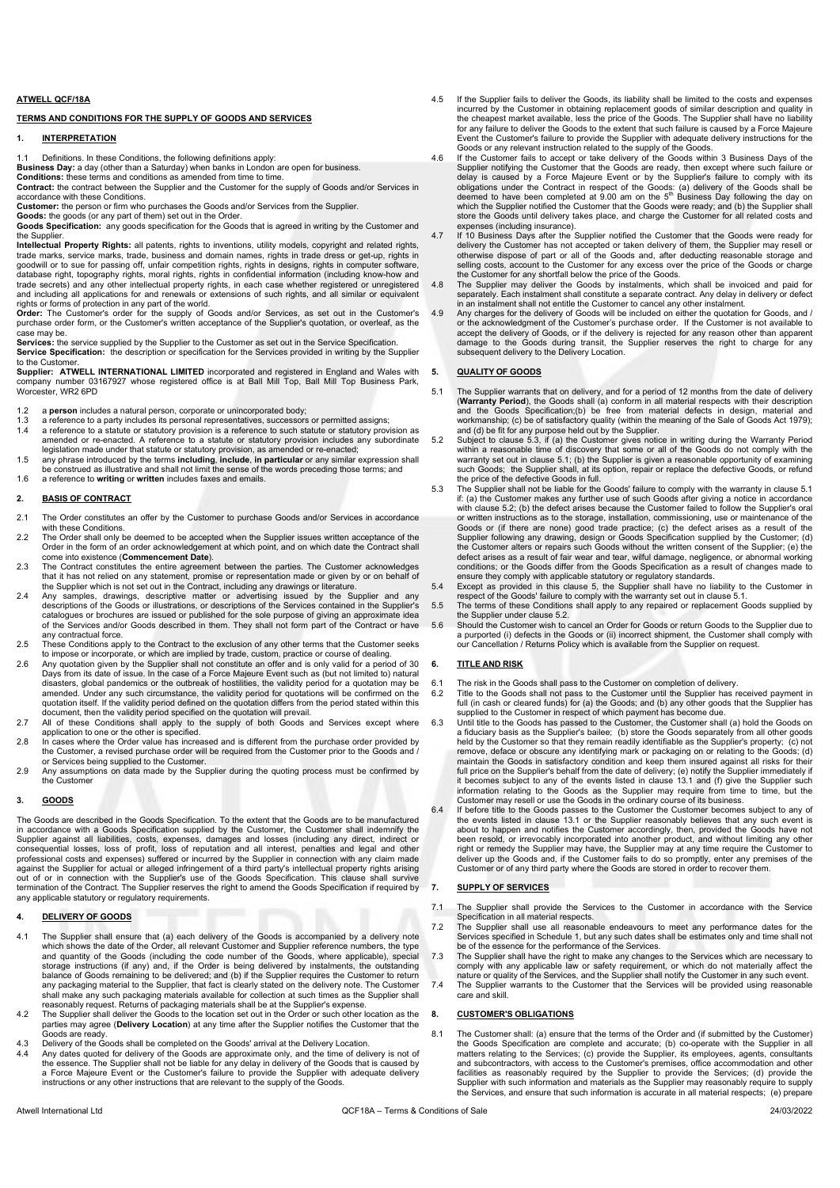**ATWELL QCF/18A**

**TERMS AND CONDITIONS FOR THE SUPPLY OF GOODS AND SERVICES**

## 1. INTERPRETATION

1.1 Definitions. In these Conditions, the following definitions apply:

**Business Day:** a day (other than a Saturday) when banks in London are open for business.

**Conditions:** these terms and conditions as amended from time to time.

**Contract:** the contract between the Supplier and the Customer for the supply of Goods and/or Services in accordance with these Conditions.

**Customer:** the person or firm who purchases the Goods and/or Services from the Supplier.

**Goods:** the goods (or any part of them) set out in the Order.

**Goods Specification:** any goods specification for the Goods that is agreed in writing by the Customer and the Supplier.

**Intellectual Property Rights:** all patents, rights to inventions, utility models, copyright and related rights, trade marks, service marks, trade, business and domain names, rights in trade dress or get-up, rights in goodwill or to sue for passing off, unfair competition rights, rights in designs, rights in computer software, database right, topography rights, moral rights, rights in confidential information (including know-how and trade secrets) and any other intellectual property rights, in each case whether registered or unregistered and including all applications for and renewals or extensions of such rights, and all similar or equivalent rights or forms of protection in any part of the world.

**Order:** The Customer's order for the supply of Goods and/or Services, as set out in the Customer's purchase order form, or the Customer's written acceptance of the Supplier's quotation, or overleaf, as the case may be.

**Services:** the service supplied by the Supplier to the Customer as set out in the Service Specification.

**Service Specification:** the description or specification for the Services provided in writing by the Supplier to the Customer.

**Supplier: ATWELL INTERNATIONAL LIMITED** incorporated and registered in England and Wales with company number 03167927 whose registered office is at Ball Mill Top, Ball Mill Top Business Park, Worcester, WR2 6PD

1.2 a **person** includes a natural person, corporate or unincorporated body;

1.3 a reference to a party includes its personal representatives, successors or permitted assigns;

1.4 a reference to a statute or statutory provision is a reference to such statute or statutory provision as amended or re-enacted. A reference to a statute or statutory provision includes any subordinate legislation made under that statute or statutory provision, as amended or re-enacted;

1.5 any phrase introduced by the terms **including**, **include**, **in particular** or any similar expression shall be construed as illustrative and shall not limit the sense of the words preceding those terms; and

1.6 a reference to **writing** or **written** includes faxes and emails.

## 2. BASIS OF CONTRACT

2.1 The Order constitutes an offer by the Customer to purchase Goods and/or Services in accordance with these Conditions.

2.2 The Order shall only be deemed to be accepted when the Supplier issues written acceptance of the Order in the form of an order acknowledgement at which point, and on which date the Contract shall come into existence (**Commencement Date**).

2.3 The Contract constitutes the entire agreement between the parties. The Customer acknowledges that it has not relied on any statement, promise or representation made or given by or on behalf of the Supplier which is not set out in the Contract, including any drawings or literature.

2.4 Any samples, drawings, descriptive matter or advertising issued by the Supplier and any descriptions of the Goods or illustrations, or descriptions of the Services contained in the Supplier's catalogues or brochures are issued or published for the sole purpose of giving an approximate idea of the Services and/or Goods described in them. They shall not form part of the Contract or have any contractual force.

2.5 These Conditions apply to the Contract to the exclusion of any other terms that the Customer seeks to impose or incorporate, or which are implied by trade, custom, practice or course of dealing.

2.6 Any quotation given by the Supplier shall not constitute an offer and is only valid for a period of 30 Days from its date of issue. In the case of a Force Majeure Event such as (but not limited to) natural disasters, global pandemics or the outbreak of hostilities, the validity period for a quotation may be amended. Under any such circumstance, the validity period for quotations will be confirmed on the quotation itself. If the validity period defined on the quotation differs from the period stated within this document, then the validity period specified on the quotation will prevail.

2.7 All of these Conditions shall apply to the supply of both Goods and Services except where application to one or the other is specified.

2.8 In cases where the Order value has increased and is different from the purchase order provided by the Customer, a revised purchase order will be required from the Customer prior to the Goods and / or Services being supplied to the Customer.

2.9 Any assumptions on data made by the Supplier during the quoting process must be confirmed by the Customer

## 3. GOODS

The Goods are described in the Goods Specification. To the extent that the Goods are to be manufactured in accordance with a Goods Specification supplied by the Customer, the Customer shall indemnify the Supplier against all liabilities, costs, expenses, damages and losses (including any direct, indirect or consequential losses, loss of profit, loss of reputation and all interest, penalties and legal and other professional costs and expenses) suffered or incurred by the Supplier in connection with any claim made against the Supplier for actual or alleged infringement of a third party's intellectual property rights arising out of or in connection with the Supplier's use of the Goods Specification. This clause shall survive termination of the Contract. The Supplier reserves the right to amend the Goods Specification if required by any applicable statutory or regulatory requirements.

## 4. DELIVERY OF GOODS

4.1 The Supplier shall ensure that (a) each delivery of the Goods is accompanied by a delivery note which shows the date of the Order, all relevant Customer and Supplier reference numbers, the type and quantity of the Goods (including the code number of the Goods, where applicable), special storage instructions (if any) and, if the Order is being delivered by instalments, the outstanding balance of Goods remaining to be delivered; and (b) if the Supplier requires the Customer to return any packaging material to the Supplier, that fact is clearly stated on the delivery note. The Customer shall make any such packaging materials available for collection at such times as the Supplier shall reasonably request. Returns of packaging materials shall be at the Supplier's expense.

4.2 The Supplier shall deliver the Goods to the location set out in the Order or such other location as the parties may agree (**Delivery Location**) at any time after the Supplier notifies the Customer that the Goods are ready.

4.3 Delivery of the Goods shall be completed on the Goods' arrival at the Delivery Location.

4.4 Any dates quoted for delivery of the Goods are approximate only, and the time of delivery is not of the essence. The Supplier shall not be liable for any delay in delivery of the Goods that is caused by a Force Majeure Event or the Customer's failure to provide the Supplier with adequate delivery instructions or any other instructions that are relevant to the supply of the Goods.

4.5 If the Supplier fails to deliver the Goods, its liability shall be limited to the costs and expenses incurred by the Customer in obtaining replacement goods of similar description and quality in the cheapest market available, less the price of the Goods. The Supplier shall have no liability for any failure to deliver the Goods to the extent that such failure is caused by a Force Majeure Event the Customer's failure to provide the Supplier with adequate delivery instructions for the Goods or any relevant instruction related to the supply of the Goods.

4.6 If the Customer fails to accept or take delivery of the Goods within 3 Business Days of the Supplier notifying the Customer that the Goods are ready, then except where such failure or delay is caused by a Force Majeure Event or by the Supplier's failure to comply with its obligations under the Contract in respect of the Goods: (a) delivery of the Goods shall be deemed to have been completed at 9.00 am on the 5th Business Day following the day on which the Supplier notified the Customer that the Goods were ready; and (b) the Supplier shall store the Goods until delivery takes place, and charge the Customer for all related costs and expenses (including insurance).

4.7 If 10 Business Days after the Supplier notified the Customer that the Goods were ready for delivery the Customer has not accepted or taken delivery of them, the Supplier may resell or otherwise dispose of part or all of the Goods and, after deducting reasonable storage and selling costs, account to the Customer for any excess over the price of the Goods or charge the Customer for any shortfall below the price of the Goods.

4.8 The Supplier may deliver the Goods by instalments, which shall be invoiced and paid for separately. Each instalment shall constitute a separate contract. Any delay in delivery or defect in an instalment shall not entitle the Customer to cancel any other instalment.

4.9 Any charges for the delivery of Goods will be included on either the quotation for Goods, and / or the acknowledgment of the Customer's purchase order. If the Customer is not available to accept the delivery of Goods, or if the delivery is rejected for any reason other than apparent damage to the Goods during transit, the Supplier reserves the right to charge for any subsequent delivery to the Delivery Location.

## 5. QUALITY OF GOODS

5.1 The Supplier warrants that on delivery, and for a period of 12 months from the date of delivery (**Warranty Period**), the Goods shall (a) conform in all material respects with their description and the Goods Specification;(b) be free from material defects in design, material and workmanship; (c) be of satisfactory quality (within the meaning of the Sale of Goods Act 1979); and (d) be fit for any purpose held out by the Supplier.

5.2 Subject to clause 5.3, if (a) the Customer gives notice in writing during the Warranty Period within a reasonable time of discovery that some or all of the Goods do not comply with the warranty set out in clause 5.1; (b) the Supplier is given a reasonable opportunity of examining such Goods; the Supplier shall, at its option, repair or replace the defective Goods, or refund the price of the defective Goods in full.

5.3 The Supplier shall not be liable for the Goods' failure to comply with the warranty in clause 5.1 if: (a) the Customer makes any further use of such Goods after giving a notice in accordance with clause 5.2; (b) the defect arises because the Customer failed to follow the Supplier's oral or written instructions as to the storage, installation, commissioning, use or maintenance of the Goods or (if there are none) good trade practice; (c) the defect arises as a result of the Supplier following any drawing, design or Goods Specification supplied by the Customer; (d) the Customer alters or repairs such Goods without the written consent of the Supplier; (e) the defect arises as a result of fair wear and tear, wilful damage, negligence, or abnormal working conditions; or the Goods differ from the Goods Specification as a result of changes made to ensure they comply with applicable statutory or regulatory standards.

5.4 Except as provided in this clause 5, the Supplier shall have no liability to the Customer in respect of the Goods' failure to comply with the warranty set out in clause 5.1.

5.5 The terms of these Conditions shall apply to any repaired or replacement Goods supplied by the Supplier under clause 5.2.

5.6 Should the Customer wish to cancel an Order for Goods or return Goods to the Supplier due to a purported (i) defects in the Goods or (ii) incorrect shipment, the Customer shall comply with our Cancellation / Returns Policy which is available from the Supplier on request.

## 6. TITLE AND RISK

6.1 The risk in the Goods shall pass to the Customer on completion of delivery.

6.2 Title to the Goods shall not pass to the Customer until the Supplier has received payment in full (in cash or cleared funds) for (a) the Goods; and (b) any other goods that the Supplier has supplied to the Customer in respect of which payment has become due.

6.3 Until title to the Goods has passed to the Customer, the Customer shall (a) hold the Goods on a fiduciary basis as the Supplier's bailee; (b) store the Goods separately from all other goods held by the Customer so that they remain readily identifiable as the Supplier's property; (c) not remove, deface or obscure any identifying mark or packaging on or relating to the Goods; (d) maintain the Goods in satisfactory condition and keep them insured against all risks for their full price on the Supplier's behalf from the date of delivery; (e) notify the Supplier immediately if it becomes subject to any of the events listed in clause 13.1 and (f) give the Supplier such information relating to the Goods as the Supplier may require from time to time, but the Customer may resell or use the Goods in the ordinary course of its business.

6.4 If before title to the Goods passes to the Customer the Customer becomes subject to any of the events listed in clause 13.1 or the Supplier reasonably believes that any such event is about to happen and notifies the Customer accordingly, then, provided the Goods have not been resold, or irrevocably incorporated into another product, and without limiting any other right or remedy the Supplier may have, the Supplier may at any time require the Customer to deliver up the Goods and, if the Customer fails to do so promptly, enter any premises of the Customer or of any third party where the Goods are stored in order to recover them.

## 7. SUPPLY OF SERVICES

7.1 The Supplier shall provide the Services to the Customer in accordance with the Service Specification in all material respects.

7.2 The Supplier shall use all reasonable endeavours to meet any performance dates for the Services specified in Schedule 1, but any such dates shall be estimates only and time shall not be of the essence for the performance of the Services.

7.3 The Supplier shall have the right to make any changes to the Services which are necessary to comply with any applicable law or safety requirement, or which do not materially affect the nature or quality of the Services, and the Supplier shall notify the Customer in any such event.

7.4 The Supplier warrants to the Customer that the Services will be provided using reasonable care and skill.

## 8. CUSTOMER'S OBLIGATIONS

8.1 The Customer shall: (a) ensure that the terms of the Order and (if submitted by the Customer) the Goods Specification are complete and accurate; (b) co-operate with the Supplier in all matters relating to the Services; (c) provide the Supplier, its employees, agents, consultants and subcontractors, with access to the Customer's premises, office accommodation and other facilities as reasonably required by the Supplier to provide the Services; (d) provide the Supplier with such information and materials as the Supplier may reasonably require to supply the Services, and ensure that such information is accurate in all material respects; (e) prepare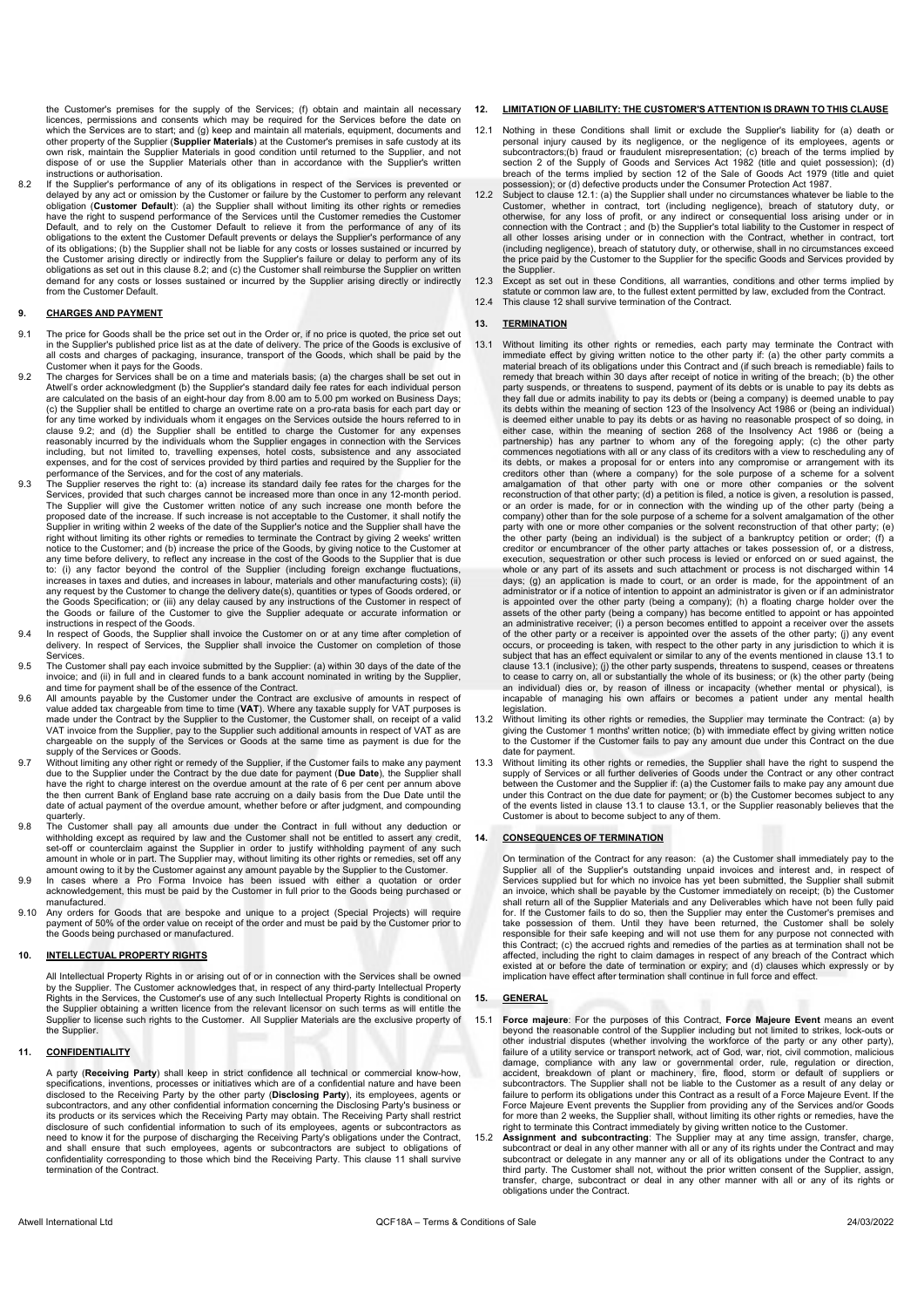the Customer's premises for the supply of the Services; (f) obtain and maintain all necessary licences, permissions and consents which may be required for the Services before the date on which the Services are to start; and (g) keep and maintain all materials, equipment, documents and other property of the Supplier (**Supplier Materials**) at the Customer's premises in safe custody at its own risk, maintain the Supplier Materials in good condition until returned to the Supplier, and not dispose of or use the Supplier Materials other than in accordance with the Supplier's written instructions or authorisation.

8.2 If the Supplier's performance of any of its obligations in respect of the Services is prevented or delayed by any act or omission by the Customer or failure by the Customer to perform any relevant obligation (**Customer Default**): (a) the Supplier shall without limiting its other rights or remedies have the right to suspend performance of the Services until the Customer remedies the Customer Default, and to rely on the Customer Default to relieve it from the performance of any of its obligations to the extent the Customer Default prevents or delays the Supplier's performance of any of its obligations; (b) the Supplier shall not be liable for any costs or losses sustained or incurred by the Customer arising directly or indirectly from the Supplier's failure or delay to perform any of its obligations as set out in this clause 8.2; and (c) the Customer shall reimburse the Supplier on written demand for any costs or losses sustained or incurred by the Supplier arising directly or indirectly from the Customer Default.

## 9. CHARGES AND PAYMENT

9.1 The price for Goods shall be the price set out in the Order or, if no price is quoted, the price set out in the Supplier's published price list as at the date of delivery. The price of the Goods is exclusive of all costs and charges of packaging, insurance, transport of the Goods, which shall be paid by the Customer when it pays for the Goods.

9.2 The charges for Services shall be on a time and materials basis; (a) the charges shall be set out in Atwell's order acknowledgment (b) the Supplier's standard daily fee rates for each individual person are calculated on the basis of an eight-hour day from 8.00 am to 5.00 pm worked on Business Days; (c) the Supplier shall be entitled to charge an overtime rate on a pro-rata basis for each part day or for any time worked by individuals whom it engages on the Services outside the hours referred to in clause 9.2; and (d) the Supplier shall be entitled to charge the Customer for any expenses reasonably incurred by the individuals whom the Supplier engages in connection with the Services including, but not limited to, travelling expenses, hotel costs, subsistence and any associated expenses, and for the cost of services provided by third parties and required by the Supplier for the performance of the Services, and for the cost of any materials.

9.3 The Supplier reserves the right to: (a) increase its standard daily fee rates for the charges for the Services, provided that such charges cannot be increased more than once in any 12-month period. The Supplier will give the Customer written notice of any such increase one month before the proposed date of the increase. If such increase is not acceptable to the Customer, it shall notify the Supplier in writing within 2 weeks of the date of the Supplier's notice and the Supplier shall have the right without limiting its other rights or remedies to terminate the Contract by giving 2 weeks' written notice to the Customer; and (b) increase the price of the Goods, by giving notice to the Customer at any time before delivery, to reflect any increase in the cost of the Goods to the Supplier that is due to: (i) any factor beyond the control of the Supplier (including foreign exchange fluctuations, increases in taxes and duties, and increases in labour, materials and other manufacturing costs); (ii) any request by the Customer to change the delivery date(s), quantities or types of Goods ordered, or the Goods Specification; or (iii) any delay caused by any instructions of the Customer in respect of the Goods or failure of the Customer to give the Supplier adequate or accurate information or instructions in respect of the Goods.

9.4 In respect of Goods, the Supplier shall invoice the Customer on or at any time after completion of delivery. In respect of Services, the Supplier shall invoice the Customer on completion of those Services.

9.5 The Customer shall pay each invoice submitted by the Supplier: (a) within 30 days of the date of the invoice; and (ii) in full and in cleared funds to a bank account nominated in writing by the Supplier, and time for payment shall be of the essence of the Contract.

9.6 All amounts payable by the Customer under the Contract are exclusive of amounts in respect of value added tax chargeable from time to time (**VAT**). Where any taxable supply for VAT purposes is made under the Contract by the Supplier to the Customer, the Customer shall, on receipt of a valid VAT invoice from the Supplier, pay to the Supplier such additional amounts in respect of VAT as are chargeable on the supply of the Services or Goods at the same time as payment is due for the supply of the Services or Goods.

9.7 Without limiting any other right or remedy of the Supplier, if the Customer fails to make any payment due to the Supplier under the Contract by the due date for payment (**Due Date**), the Supplier shall have the right to charge interest on the overdue amount at the rate of 6 per cent per annum above the then current Bank of England base rate accruing on a daily basis from the Due Date until the date of actual payment of the overdue amount, whether before or after judgment, and compounding quarterly.

9.8 The Customer shall pay all amounts due under the Contract in full without any deduction or withholding except as required by law and the Customer shall not be entitled to assert any credit, set-off or counterclaim against the Supplier in order to justify withholding payment of any such amount in whole or in part. The Supplier may, without limiting its other rights or remedies, set off any amount owing to it by the Customer against any amount payable by the Supplier to the Customer.

9.9 In cases where a Pro Forma Invoice has been issued with either a quotation or order acknowledgement, this must be paid by the Customer in full prior to the Goods being purchased or manufactured.

9.10 Any orders for Goods that are bespoke and unique to a project (Special Projects) will require payment of 50% of the order value on receipt of the order and must be paid by the Customer prior to the Goods being purchased or manufactured.

## 10. INTELLECTUAL PROPERTY RIGHTS

All Intellectual Property Rights in or arising out of or in connection with the Services shall be owned by the Supplier. The Customer acknowledges that, in respect of any third-party Intellectual Property Rights in the Services, the Customer's use of any such Intellectual Property Rights is conditional on the Supplier obtaining a written licence from the relevant licensor on such terms as will entitle the Supplier to license such rights to the Customer. All Supplier Materials are the exclusive property of the Supplier.

## 11. CONFIDENTIALITY

A party (**Receiving Party**) shall keep in strict confidence all technical or commercial know-how, specifications, inventions, processes or initiatives which are of a confidential nature and have been disclosed to the Receiving Party by the other party (**Disclosing Party**), its employees, agents or subcontractors, and any other confidential information concerning the Disclosing Party's business or its products or its services which the Receiving Party may obtain. The Receiving Party shall restrict disclosure of such confidential information to such of its employees, agents or subcontractors as need to know it for the purpose of discharging the Receiving Party's obligations under the Contract, and shall ensure that such employees, agents or subcontractors are subject to obligations of confidentiality corresponding to those which bind the Receiving Party. This clause 11 shall survive termination of the Contract.

## 12. LIMITATION OF LIABILITY: THE CUSTOMER'S ATTENTION IS DRAWN TO THIS CLAUSE

12.1 Nothing in these Conditions shall limit or exclude the Supplier's liability for (a) death or personal injury caused by its negligence, or the negligence of its employees, agents or subcontractors;(b) fraud or fraudulent misrepresentation; (c) breach of the terms implied by section 2 of the Supply of Goods and Services Act 1982 (title and quiet possession); (d) breach of the terms implied by section 12 of the Sale of Goods Act 1979 (title and quiet possession); or (d) defective products under the Consumer Protection Act 1987.

12.2 Subject to clause 12.1: (a) the Supplier shall under no circumstances whatever be liable to the Customer, whether in contract, tort (including negligence), breach of statutory duty, or otherwise, for any loss of profit, or any indirect or consequential loss arising under or in connection with the Contract ; and (b) the Supplier's total liability to the Customer in respect of all other losses arising under or in connection with the Contract, whether in contract, tort (including negligence), breach of statutory duty, or otherwise, shall in no circumstances exceed the price paid by the Customer to the Supplier for the specific Goods and Services provided by the Supplier.

12.3 Except as set out in these Conditions, all warranties, conditions and other terms implied by statute or common law are, to the fullest extent permitted by law, excluded from the Contract.

12.4 This clause 12 shall survive termination of the Contract.

## 13. TERMINATION

13.1 Without limiting its other rights or remedies, each party may terminate the Contract with immediate effect by giving written notice to the other party if: (a) the other party commits a material breach of its obligations under this Contract and (if such breach is remediable) fails to remedy that breach within 30 days after receipt of notice in writing of the breach; (b) the other party suspends, or threatens to suspend, payment of its debts or is unable to pay its debts as they fall due or admits inability to pay its debts or (being a company) is deemed unable to pay its debts within the meaning of section 123 of the Insolvency Act 1986 or (being an individual) is deemed either unable to pay its debts or as having no reasonable prospect of so doing, in either case, within the meaning of section 268 of the Insolvency Act 1986 or (being a partnership) has any partner to whom any of the foregoing apply; (c) the other party commences negotiations with all or any class of its creditors with a view to rescheduling any of its debts, or makes a proposal for or enters into any compromise or arrangement with its creditors other than (where a company) for the sole purpose of a scheme for a solvent amalgamation of that other party with one or more other companies or the solvent reconstruction of that other party; (d) a petition is filed, a notice is given, a resolution is passed, or an order is made, for or in connection with the winding up of the other party (being a company) other than for the sole purpose of a scheme for a solvent amalgamation of the other party with one or more other companies or the solvent reconstruction of that other party; (e) the other party (being an individual) is the subject of a bankruptcy petition or order; (f) a creditor or encumbrancer of the other party attaches or takes possession of, or a distress, execution, sequestration or other such process is levied or enforced on or sued against, the whole or any part of its assets and such attachment or process is not discharged within 14 days; (g) an application is made to court, or an order is made, for the appointment of an administrator or if a notice of intention to appoint an administrator is given or if an administrator is appointed over the other party (being a company); (h) a floating charge holder over the assets of the other party (being a company) has become entitled to appoint or has appointed an administrative receiver; (i) a person becomes entitled to appoint a receiver over the assets of the other party or a receiver is appointed over the assets of the other party; (j) any event occurs, or proceeding is taken, with respect to the other party in any jurisdiction to which it is subject that has an effect equivalent or similar to any of the events mentioned in clause 13.1 to clause 13.1 (inclusive); (j) the other party suspends, threatens to suspend, ceases or threatens to cease to carry on, all or substantially the whole of its business; or (k) the other party (being an individual) dies or, by reason of illness or incapacity (whether mental or physical), is incapable of managing his own affairs or becomes a patient under any mental health legislation.

13.2 Without limiting its other rights or remedies, the Supplier may terminate the Contract: (a) by giving the Customer 1 months' written notice; (b) with immediate effect by giving written notice to the Customer if the Customer fails to pay any amount due under this Contract on the due date for payment.

13.3 Without limiting its other rights or remedies, the Supplier shall have the right to suspend the supply of Services or all further deliveries of Goods under the Contract or any other contract between the Customer and the Supplier if: (a) the Customer fails to pay any amount due under this Contract on the due date for payment; or (b) the Customer becomes subject to any of the events listed in clause 13.1 to clause 13.1, or the Supplier reasonably believes that the Customer is about to become subject to any of them.

## 14. CONSEQUENCES OF TERMINATION

On termination of the Contract for any reason: (a) the Customer shall immediately pay to the Supplier all of the Supplier's outstanding unpaid invoices and interest and, in respect of Services supplied but for which no invoice has yet been submitted, the Supplier shall submit an invoice, which shall be payable by the Customer immediately on receipt; (b) the Customer shall return all of the Supplier Materials and any Deliverables which have not been fully paid for. If the Customer fails to do so, then the Supplier may enter the Customer's premises and take possession of them. Until they have been returned, the Customer shall be solely responsible for their safe keeping and will not use them for any purpose not connected with this Contract; (c) the accrued rights and remedies of the parties as at termination shall not be affected, including the right to claim damages in respect of any breach of the Contract which existed at or before the date of termination or expiry; and (d) clauses which expressly or by implication have effect after termination shall continue in full force and effect.

## 15. GENERAL

15.1 **Force majeure**: For the purposes of this Contract, **Force Majeure Event** means an event beyond the reasonable control of the Supplier including but not limited to strikes, lock-outs or other industrial disputes (whether involving the workforce of the party or any other party), failure of a utility service or transport network, act of God, war, riot, civil commotion, malicious damage, compliance with any law or governmental order, rule, regulation or direction, accident, breakdown of plant or machinery, fire, flood, storm or default of suppliers or subcontractors. The Supplier shall not be liable to the Customer as a result of any delay or failure to perform its obligations under this Contract as a result of a Force Majeure Event. If the Force Majeure Event prevents the Supplier from providing any of the Services and/or Goods for more than 2 weeks, the Supplier shall, without limiting its other rights or remedies, have the right to terminate this Contract immediately by giving written notice to the Customer.

15.2 **Assignment and subcontracting**: The Supplier may at any time assign, transfer, charge, subcontract or deal in any other manner with all or any of its rights under the Contract and may subcontract or delegate in any manner any or all of its obligations under the Contract to any third party. The Customer shall not, without the prior written consent of the Supplier, assign, transfer, charge, subcontract or deal in any other manner with all or any of its rights or obligations under the Contract.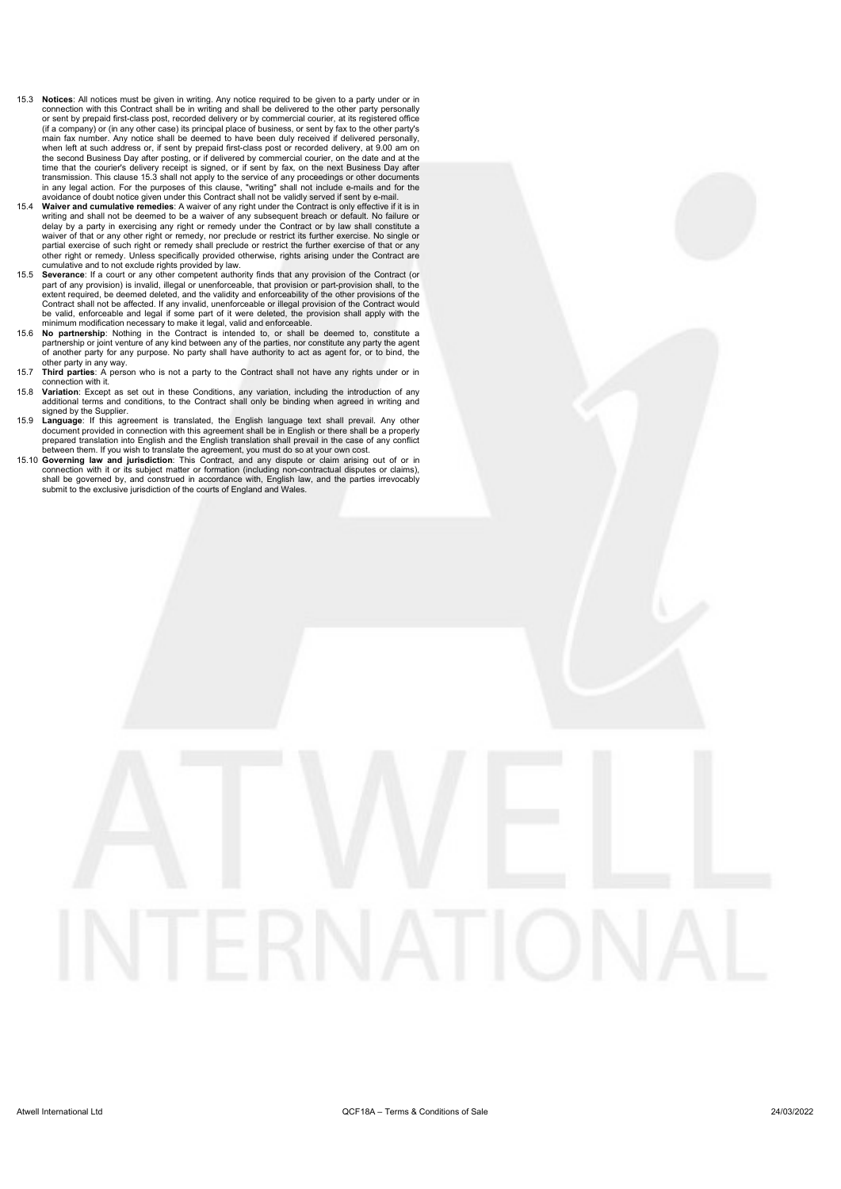15.3 **Notices**: All notices must be given in writing. Any notice required to be given to a party under or in connection with this Contract shall be in writing and shall be delivered to the other party personally or sent by prepaid first-class post, recorded delivery or by commercial courier, at its registered office (if a company) or (in any other case) its principal place of business, or sent by fax to the other party's main fax number. Any notice shall be deemed to have been duly received if delivered personally, when left at such address or, if sent by prepaid first-class post or recorded delivery, at 9.00 am on the second Business Day after posting, or if delivered by commercial courier, on the date and at the time that the courier's delivery receipt is signed, or if sent by fax, on the next Business Day after transmission. This clause 15.3 shall not apply to the service of any proceedings or other documents in any legal action. For the purposes of this clause, "writing" shall not include e-mails and for the avoidance of doubt notice given under this Contract shall not be validly served if sent by e-mail.

15.4 **Waiver and cumulative remedies**: A waiver of any right under the Contract is only effective if it is in writing and shall not be deemed to be a waiver of any subsequent breach or default. No failure or delay by a party in exercising any right or remedy under the Contract or by law shall constitute a waiver of that or any other right or remedy, nor preclude or restrict its further exercise. No single or partial exercise of such right or remedy shall preclude or restrict the further exercise of that or any other right or remedy. Unless specifically provided otherwise, rights arising under the Contract are cumulative and to not exclude rights provided by law.

15.5 **Severance**: If a court or any other competent authority finds that any provision of the Contract (or part of any provision) is invalid, illegal or unenforceable, that provision or part-provision shall, to the extent required, be deemed deleted, and the validity and enforceability of the other provisions of the Contract shall not be affected. If any invalid, unenforceable or illegal provision of the Contract would be valid, enforceable and legal if some part of it were deleted, the provision shall apply with the minimum modification necessary to make it legal, valid and enforceable.

15.6 **No partnership**: Nothing in the Contract is intended to, or shall be deemed to, constitute a partnership or joint venture of any kind between any of the parties, nor constitute any party the agent of another party for any purpose. No party shall have authority to act as agent for, or to bind, the other party in any way.

15.7 **Third parties**: A person who is not a party to the Contract shall not have any rights under or in connection with it.

15.8 **Variation**: Except as set out in these Conditions, any variation, including the introduction of any additional terms and conditions, to the Contract shall only be binding when agreed in writing and signed by the Supplier.

15.9 **Language**: If this agreement is translated, the English language text shall prevail. Any other document provided in connection with this agreement shall be in English or there shall be a properly prepared translation into English and the English translation shall prevail in the case of any conflict between them. If you wish to translate the agreement, you must do so at your own cost.

15.10 **Governing law and jurisdiction**: This Contract, and any dispute or claim arising out of or in connection with it or its subject matter or formation (including non-contractual disputes or claims), shall be governed by, and construed in accordance with, English law, and the parties irrevocably submit to the exclusive jurisdiction of the courts of England and Wales.